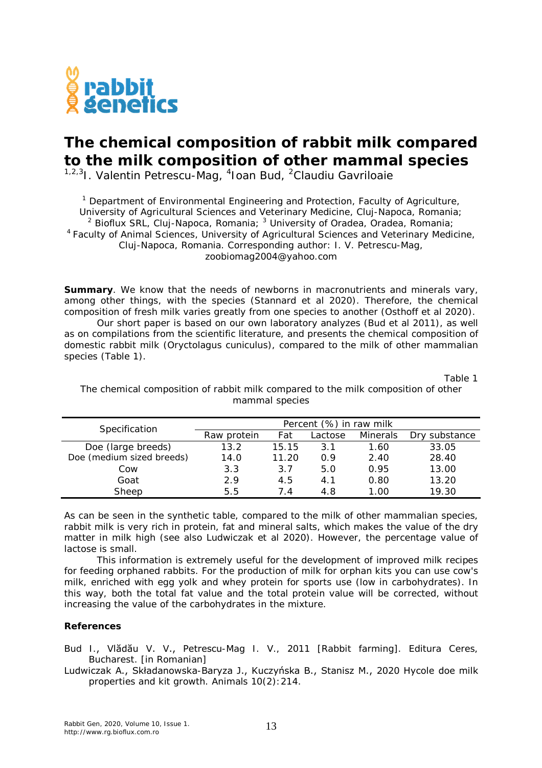# The chemical composition of rabbit milk compared to the milk composition of other mammal species

[1,2,3]I. Valentin Petrescu-Mag, [4]Ioan Bud, [2]Claudiu Gavriloaie

[1] Department of Environmental Engineering and Protection, Faculty of Agriculture, University of Agricultural Sciences and Veterinary Medicine, Cluj-Napoca, Romania; [2] Bioflux SRL, Cluj-Napoca, Romania; [3] University of Oradea, Oradea, Romania; [4] Faculty of Animal Sciences, University of Agricultural Sciences and Veterinary Medicine, Cluj-Napoca, Romania. Corresponding author: I. V. Petrescu-Mag, zoobiomag2004@yahoo.com

**Summary**. We know that the needs of newborns in macronutrients and minerals vary, among other things, with the species (Stannard et al 2020). Therefore, the chemical composition of fresh milk varies greatly from one species to another (Osthoff et al 2020).

Our short paper is based on our own laboratory analyzes (Bud et al 2011), as well as on compilations from the scientific literature, and presents the chemical composition of domestic rabbit milk (Oryctolagus cuniculus), compared to the milk of other mammalian species (Table 1).

Table 1

The chemical composition of rabbit milk compared to the milk composition of other mammal species

| Specification | Percent (%) in raw milk | | | | |
|---|---|---|---|---|---|
| | Raw protein | Fat | Lactose | Minerals | Dry substance |
| Doe (large breeds) | 13.2 | 15.15 | 3.1 | 1.60 | 33.05 |
| Doe (medium sized breeds) | 14.0 | 11.20 | 0.9 | 2.40 | 28.40 |
| Cow | 3.3 | 3.7 | 5.0 | 0.95 | 13.00 |
| Goat | 2.9 | 4.5 | 4.1 | 0.80 | 13.20 |
| Sheep | 5.5 | 7.4 | 4.8 | 1.00 | 19.30 |

As can be seen in the synthetic table, compared to the milk of other mammalian species, rabbit milk is very rich in protein, fat and mineral salts, which makes the value of the dry matter in milk high (see also Ludwiczak et al 2020). However, the percentage value of lactose is small.

This information is extremely useful for the development of improved milk recipes for feeding orphaned rabbits. For the production of milk for orphan kits you can use cow's milk, enriched with egg yolk and whey protein for sports use (low in carbohydrates). In this way, both the total fat value and the total protein value will be corrected, without increasing the value of the carbohydrates in the mixture.

### References

Bud I., Vlădău V. V., Petrescu-Mag I. V., 2011 [Rabbit farming]. Editura Ceres, Bucharest. [in Romanian]

Ludwiczak A., Składanowska-Baryza J., Kuczyńska B., Stanisz M., 2020 Hycole doe milk properties and kit growth. Animals 10(2):214.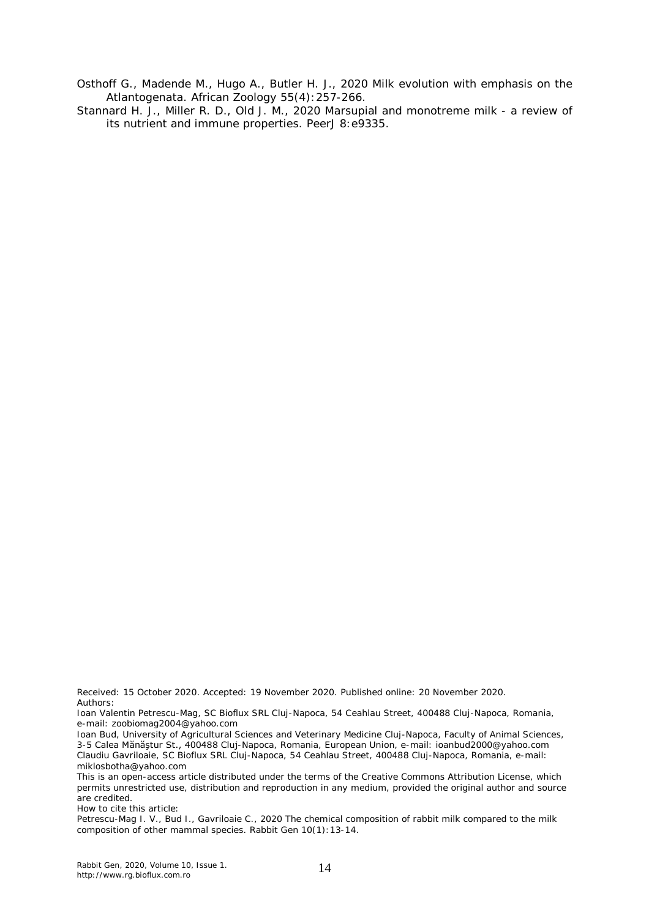Osthoff G., Madende M., Hugo A., Butler H. J., 2020 Milk evolution with emphasis on the Atlantogenata. African Zoology 55(4):257-266.

Stannard H. J., Miller R. D., Old J. M., 2020 Marsupial and monotreme milk - a review of its nutrient and immune properties. PeerJ 8:e9335.

Received: 15 October 2020. Accepted: 19 November 2020. Published online: 20 November 2020.

Authors:

Ioan Valentin Petrescu-Mag, SC Bioflux SRL Cluj-Napoca, 54 Ceahlau Street, 400488 Cluj-Napoca, Romania, e-mail: zoobiomag2004@yahoo.com

Ioan Bud, University of Agricultural Sciences and Veterinary Medicine Cluj-Napoca, Faculty of Animal Sciences, 3-5 Calea Mănăştur St., 400488 Cluj-Napoca, Romania, European Union, e-mail: ioanbud2000@yahoo.com

Claudiu Gavriloaie, SC Bioflux SRL Cluj-Napoca, 54 Ceahlau Street, 400488 Cluj-Napoca, Romania, e-mail: miklosbotha@yahoo.com

This is an open-access article distributed under the terms of the Creative Commons Attribution License, which permits unrestricted use, distribution and reproduction in any medium, provided the original author and source are credited.

How to cite this article:

Petrescu-Mag I. V., Bud I., Gavriloaie C., 2020 The chemical composition of rabbit milk compared to the milk composition of other mammal species. Rabbit Gen 10(1):13-14.